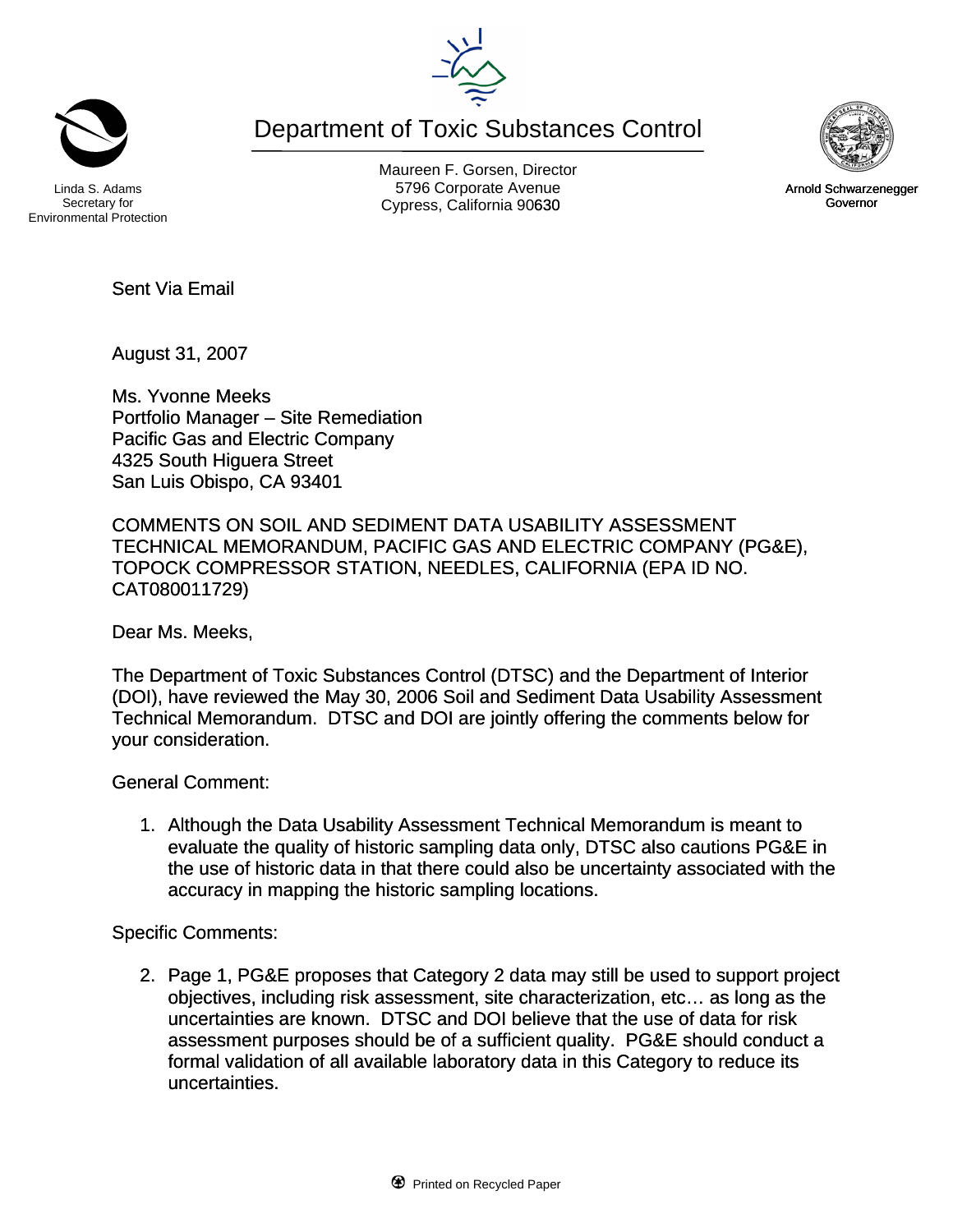# Department of Toxic Substances Control

Linda S. Adams
Secretary for
Environmental Protection

Maureen F. Gorsen, Director
5796 Corporate Avenue
Cypress, California 90630

Arnold Schwarzenegger
Governor

Sent Via Email

August 31, 2007

Ms. Yvonne Meeks
Portfolio Manager – Site Remediation
Pacific Gas and Electric Company
4325 South Higuera Street
San Luis Obispo, CA 93401

COMMENTS ON SOIL AND SEDIMENT DATA USABILITY ASSESSMENT TECHNICAL MEMORANDUM, PACIFIC GAS AND ELECTRIC COMPANY (PG&E), TOPOCK COMPRESSOR STATION, NEEDLES, CALIFORNIA (EPA ID NO. CAT080011729)

Dear Ms. Meeks,

The Department of Toxic Substances Control (DTSC) and the Department of Interior (DOI), have reviewed the May 30, 2006 Soil and Sediment Data Usability Assessment Technical Memorandum. DTSC and DOI are jointly offering the comments below for your consideration.

General Comment:

1. Although the Data Usability Assessment Technical Memorandum is meant to evaluate the quality of historic sampling data only, DTSC also cautions PG&E in the use of historic data in that there could also be uncertainty associated with the accuracy in mapping the historic sampling locations.

Specific Comments:

2. Page 1, PG&E proposes that Category 2 data may still be used to support project objectives, including risk assessment, site characterization, etc… as long as the uncertainties are known. DTSC and DOI believe that the use of data for risk assessment purposes should be of a sufficient quality. PG&E should conduct a formal validation of all available laboratory data in this Category to reduce its uncertainties.

Printed on Recycled Paper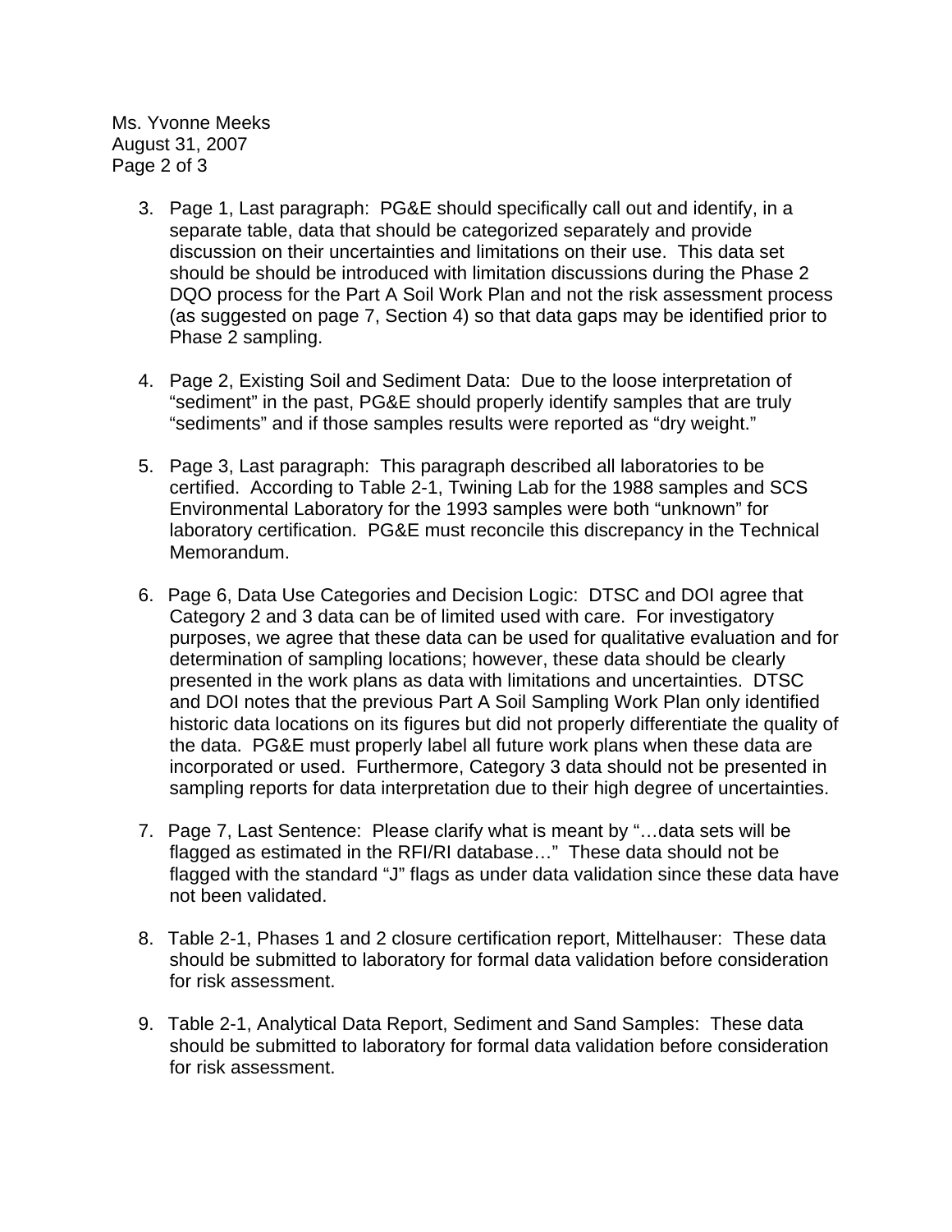Ms. Yvonne Meeks
August 31, 2007

3. Page 1, Last paragraph: PG&E should specifically call out and identify, in a separate table, data that should be categorized separately and provide discussion on their uncertainties and limitations on their use. This data set should be should be introduced with limitation discussions during the Phase 2 DQO process for the Part A Soil Work Plan and not the risk assessment process (as suggested on page 7, Section 4) so that data gaps may be identified prior to Phase 2 sampling.

4. Page 2, Existing Soil and Sediment Data: Due to the loose interpretation of "sediment" in the past, PG&E should properly identify samples that are truly "sediments" and if those samples results were reported as "dry weight."

5. Page 3, Last paragraph: This paragraph described all laboratories to be certified. According to Table 2-1, Twining Lab for the 1988 samples and SCS Environmental Laboratory for the 1993 samples were both "unknown" for laboratory certification. PG&E must reconcile this discrepancy in the Technical Memorandum.

6. Page 6, Data Use Categories and Decision Logic: DTSC and DOI agree that Category 2 and 3 data can be of limited used with care. For investigatory purposes, we agree that these data can be used for qualitative evaluation and for determination of sampling locations; however, these data should be clearly presented in the work plans as data with limitations and uncertainties. DTSC and DOI notes that the previous Part A Soil Sampling Work Plan only identified historic data locations on its figures but did not properly differentiate the quality of the data. PG&E must properly label all future work plans when these data are incorporated or used. Furthermore, Category 3 data should not be presented in sampling reports for data interpretation due to their high degree of uncertainties.

7. Page 7, Last Sentence: Please clarify what is meant by "…data sets will be flagged as estimated in the RFI/RI database…" These data should not be flagged with the standard "J" flags as under data validation since these data have not been validated.

8. Table 2-1, Phases 1 and 2 closure certification report, Mittelhauser: These data should be submitted to laboratory for formal data validation before consideration for risk assessment.

9. Table 2-1, Analytical Data Report, Sediment and Sand Samples: These data should be submitted to laboratory for formal data validation before consideration for risk assessment.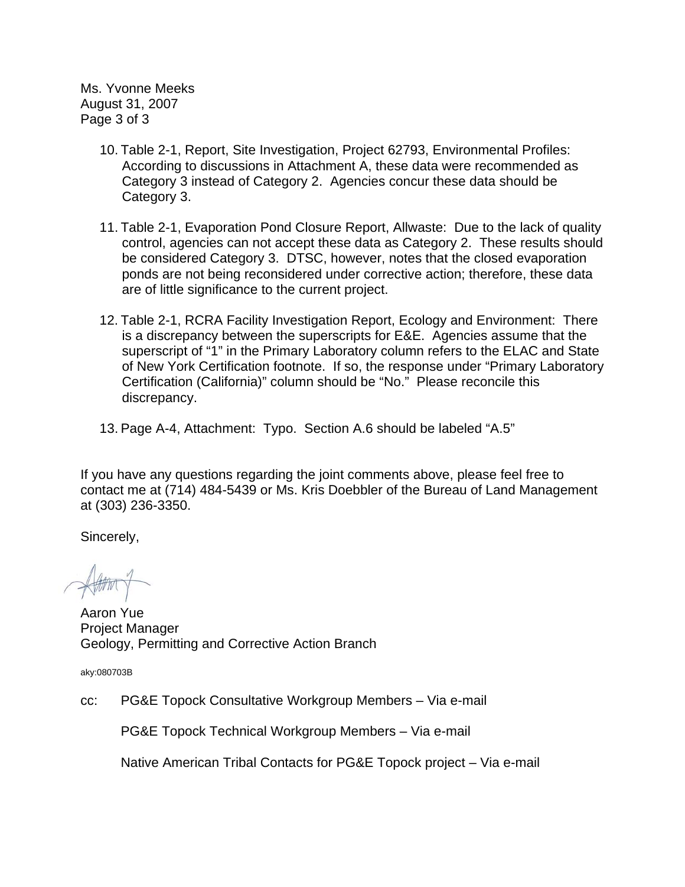Ms. Yvonne Meeks
August 31, 2007

10. Table 2-1, Report, Site Investigation, Project 62793, Environmental Profiles: According to discussions in Attachment A, these data were recommended as Category 3 instead of Category 2. Agencies concur these data should be Category 3.

11. Table 2-1, Evaporation Pond Closure Report, Allwaste: Due to the lack of quality control, agencies can not accept these data as Category 2. These results should be considered Category 3. DTSC, however, notes that the closed evaporation ponds are not being reconsidered under corrective action; therefore, these data are of little significance to the current project.

12. Table 2-1, RCRA Facility Investigation Report, Ecology and Environment: There is a discrepancy between the superscripts for E&E. Agencies assume that the superscript of "1" in the Primary Laboratory column refers to the ELAC and State of New York Certification footnote. If so, the response under "Primary Laboratory Certification (California)" column should be "No." Please reconcile this discrepancy.

13. Page A-4, Attachment: Typo. Section A.6 should be labeled "A.5"

If you have any questions regarding the joint comments above, please feel free to contact me at (714) 484-5439 or Ms. Kris Doebbler of the Bureau of Land Management at (303) 236-3350.

Sincerely,

Aaron Yue
Project Manager
Geology, Permitting and Corrective Action Branch

aky:080703B

cc: PG&E Topock Consultative Workgroup Members – Via e-mail

PG&E Topock Technical Workgroup Members – Via e-mail

Native American Tribal Contacts for PG&E Topock project – Via e-mail